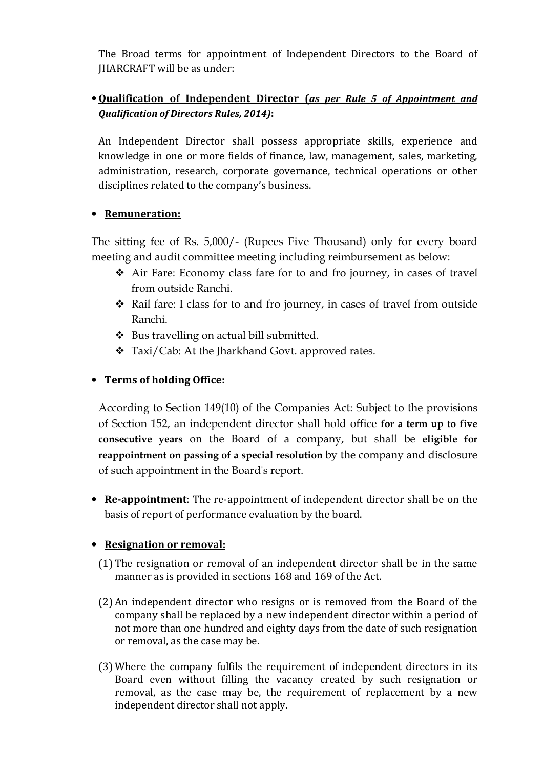The Broad terms for appointment of Independent Directors to the Board of JHARCRAFT will be as under:

- **Qualification of Independent Director (*as per Rule 5 of Appointment and Qualification of Directors Rules, 2014)*:**

  An Independent Director shall possess appropriate skills, experience and knowledge in one or more fields of finance, law, management, sales, marketing, administration, research, corporate governance, technical operations or other disciplines related to the company's business.

- **Remuneration:**

The sitting fee of Rs. 5,000/- (Rupees Five Thousand) only for every board meeting and audit committee meeting including reimbursement as below:

- Air Fare: Economy class fare for to and fro journey, in cases of travel from outside Ranchi.
- Rail fare: I class for to and fro journey, in cases of travel from outside Ranchi.
- Bus travelling on actual bill submitted.
- Taxi/Cab: At the Jharkhand Govt. approved rates.

- **Terms of holding Office:**

  According to Section 149(10) of the Companies Act: Subject to the provisions of Section 152, an independent director shall hold office **for a term up to five consecutive years** on the Board of a company, but shall be **eligible for reappointment on passing of a special resolution** by the company and disclosure of such appointment in the Board's report.

- **Re-appointment**: The re-appointment of independent director shall be on the basis of report of performance evaluation by the board.

- **Resignation or removal:**

  (1) The resignation or removal of an independent director shall be in the same manner as is provided in sections 168 and 169 of the Act.

  (2) An independent director who resigns or is removed from the Board of the company shall be replaced by a new independent director within a period of not more than one hundred and eighty days from the date of such resignation or removal, as the case may be.

  (3) Where the company fulfils the requirement of independent directors in its Board even without filling the vacancy created by such resignation or removal, as the case may be, the requirement of replacement by a new independent director shall not apply.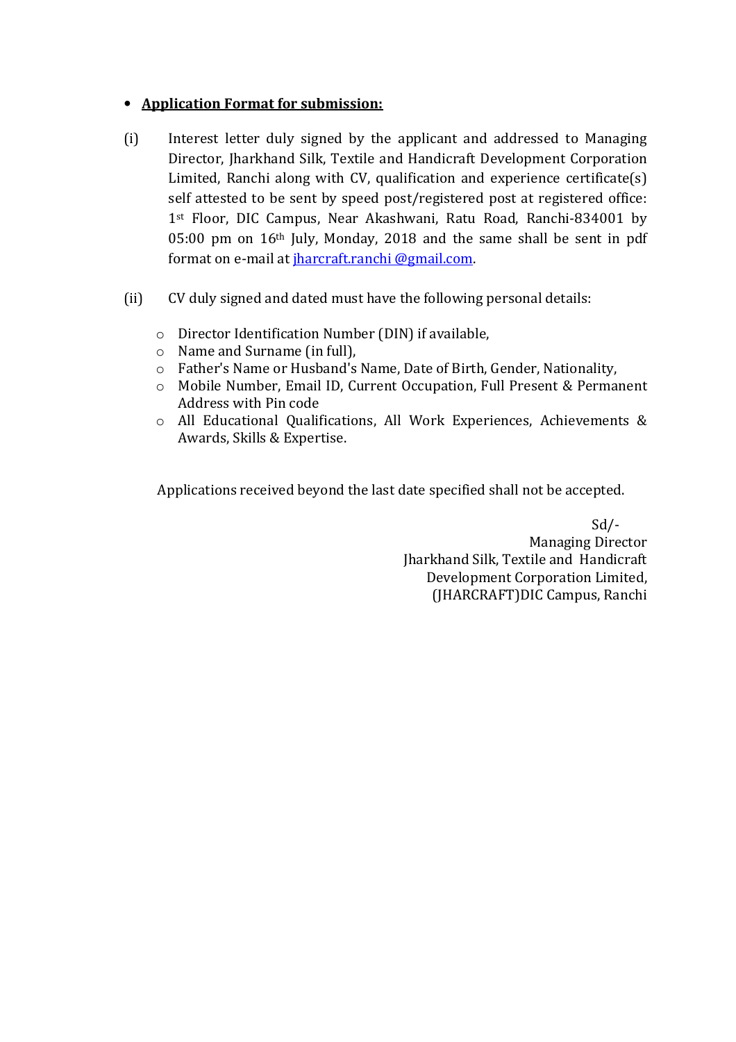- **Application Format for submission:**

(i) Interest letter duly signed by the applicant and addressed to Managing Director, Jharkhand Silk, Textile and Handicraft Development Corporation Limited, Ranchi along with CV, qualification and experience certificate(s) self attested to be sent by speed post/registered post at registered office: 1st Floor, DIC Campus, Near Akashwani, Ratu Road, Ranchi-834001 by 05:00 pm on 16th July, Monday, 2018 and the same shall be sent in pdf format on e-mail at jharcraft.ranchi @gmail.com.

(ii) CV duly signed and dated must have the following personal details:

- Director Identification Number (DIN) if available,
- Name and Surname (in full),
- Father's Name or Husband's Name, Date of Birth, Gender, Nationality,
- Mobile Number, Email ID, Current Occupation, Full Present & Permanent Address with Pin code
- All Educational Qualifications, All Work Experiences, Achievements & Awards, Skills & Expertise.

Applications received beyond the last date specified shall not be accepted.

Sd/-
Managing Director
Jharkhand Silk, Textile and Handicraft
Development Corporation Limited,
(JHARCRAFT)DIC Campus, Ranchi